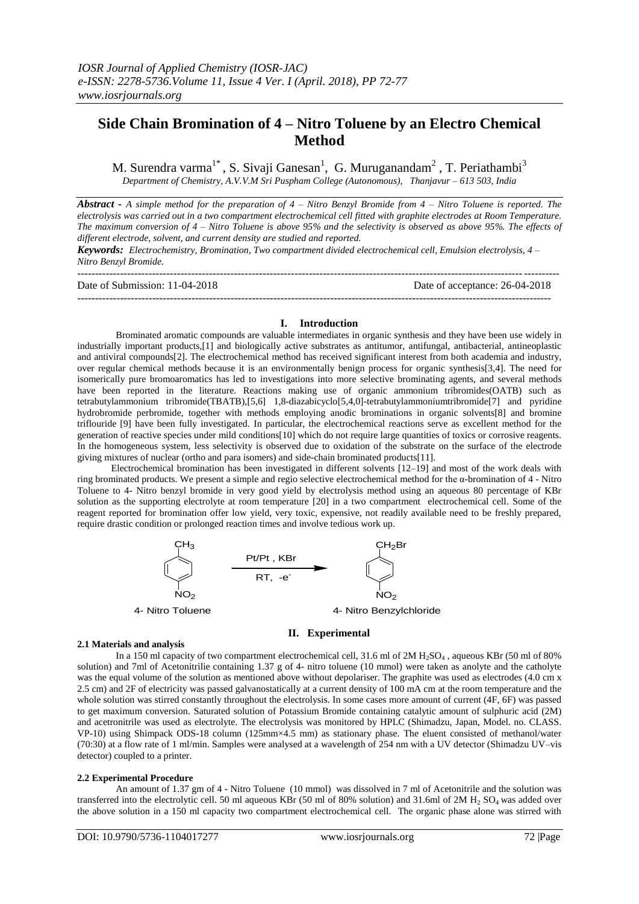# Side Chain Bromination of 4 – Nitro Toluene by an Electro Chemical Method

M. Surendra varma[1*], S. Sivaji Ganesan[1], G. Muruganandam[2], T. Periathambi[3]

*Department of Chemistry, A.V.V.M Sri Puspham College (Autonomous), Thanjavur – 613 503, India*

***Abstract -*** *A simple method for the preparation of 4 – Nitro Benzyl Bromide from 4 – Nitro Toluene is reported. The electrolysis was carried out in a two compartment electrochemical cell fitted with graphite electrodes at Room Temperature. The maximum conversion of 4 – Nitro Toluene is above 95% and the selectivity is observed as above 95%. The effects of different electrode, solvent, and current density are studied and reported.*

***Keywords:*** *Electrochemistry, Bromination, Two compartment divided electrochemical cell, Emulsion electrolysis, 4 – Nitro Benzyl Bromide.*

---

Date of Submission: 11-04-2018 Date of acceptance: 26-04-2018

---

## I. Introduction

Brominated aromatic compounds are valuable intermediates in organic synthesis and they have been use widely in industrially important products,[1] and biologically active substrates as antitumor, antifungal, antibacterial, antineoplastic and antiviral compounds[2]. The electrochemical method has received significant interest from both academia and industry, over regular chemical methods because it is an environmentally benign process for organic synthesis[3,4]. The need for isomerically pure bromoaromatics has led to investigations into more selective brominating agents, and several methods have been reported in the literature. Reactions making use of organic ammonium tribromides(OATB) such as tetrabutylammonium tribromide(TBATB),[5,6] 1,8-diazabicyclo[5,4,0]-tetrabutylammoniumtribromide[7] and pyridine hydrobromide perbromide, together with methods employing anodic brominations in organic solvents[8] and bromine triflouride [9] have been fully investigated. In particular, the electrochemical reactions serve as excellent method for the generation of reactive species under mild conditions[10] which do not require large quantities of toxics or corrosive reagents. In the homogeneous system, less selectivity is observed due to oxidation of the substrate on the surface of the electrode giving mixtures of nuclear (ortho and para isomers) and side-chain brominated products[11].

Electrochemical bromination has been investigated in different solvents [12–19] and most of the work deals with ring brominated products. We present a simple and regio selective electrochemical method for the α-bromination of 4 - Nitro Toluene to 4- Nitro benzyl bromide in very good yield by electrolysis method using an aqueous 80 percentage of KBr solution as the supporting electrolyte at room temperature [20] in a two compartment electrochemical cell. Some of the reagent reported for bromination offer low yield, very toxic, expensive, not readily available need to be freshly prepared, require drastic condition or prolonged reaction times and involve tedious work up.

4- Nitro Toluene ($CH_3$, $NO_2$) → [Pt/Pt , KBr; RT, $-e^-$] → 4- Nitro Benzylchloride ($CH_2Br$, $NO_2$)

## II. Experimental

### 2.1 Materials and analysis

In a 150 ml capacity of two compartment electrochemical cell, 31.6 ml of 2M $H_2SO_4$ , aqueous KBr (50 ml of 80% solution) and 7ml of Acetonitrilie containing 1.37 g of 4- nitro toluene (10 mmol) were taken as anolyte and the catholyte was the equal volume of the solution as mentioned above without depolariser. The graphite was used as electrodes (4.0 cm x 2.5 cm) and 2F of electricity was passed galvanostatically at a current density of 100 mA cm at the room temperature and the whole solution was stirred constantly throughout the electrolysis. In some cases more amount of current (4F, 6F) was passed to get maximum conversion. Saturated solution of Potassium Bromide containing catalytic amount of sulphuric acid (2M) and acetronitrile was used as electrolyte. The electrolysis was monitored by HPLC (Shimadzu, Japan, Model. no. CLASS. VP-10) using Shimpack ODS-18 column (125mm×4.5 mm) as stationary phase. The eluent consisted of methanol/water (70:30) at a flow rate of 1 ml/min. Samples were analysed at a wavelength of 254 nm with a UV detector (Shimadzu UV–vis detector) coupled to a printer.

### 2.2 Experimental Procedure

An amount of 1.37 gm of 4 - Nitro Toluene (10 mmol) was dissolved in 7 ml of Acetonitrile and the solution was transferred into the electrolytic cell. 50 ml aqueous KBr (50 ml of 80% solution) and 31.6ml of 2M $H_2SO_4$ was added over the above solution in a 150 ml capacity two compartment electrochemical cell. The organic phase alone was stirred with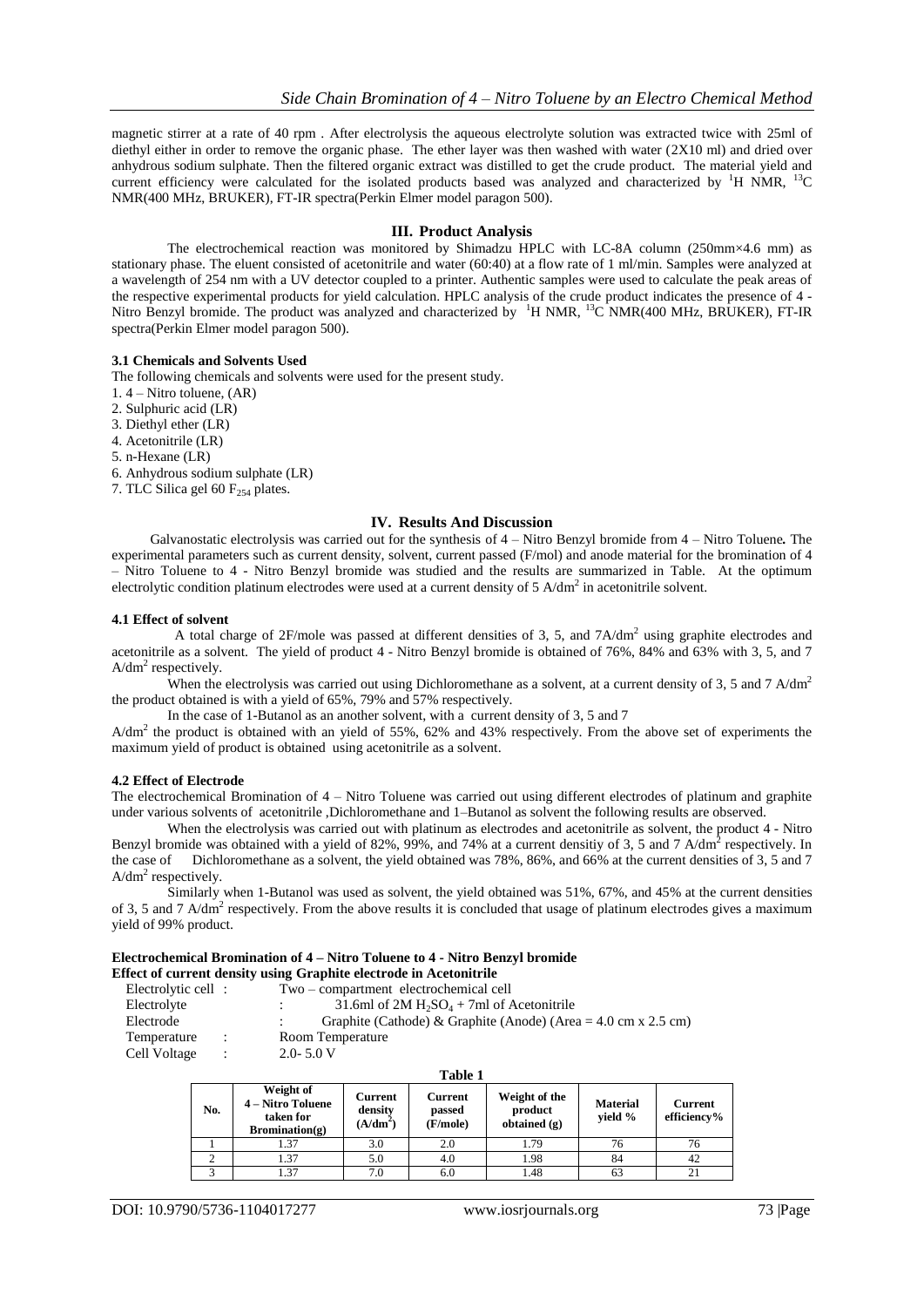magnetic stirrer at a rate of 40 rpm . After electrolysis the aqueous electrolyte solution was extracted twice with 25ml of diethyl either in order to remove the organic phase. The ether layer was then washed with water (2X10 ml) and dried over anhydrous sodium sulphate. Then the filtered organic extract was distilled to get the crude product. The material yield and current efficiency were calculated for the isolated products based was analyzed and characterized by $^{1}H$ NMR, $^{13}C$ NMR(400 MHz, BRUKER), FT-IR spectra(Perkin Elmer model paragon 500).

## III. Product Analysis

The electrochemical reaction was monitored by Shimadzu HPLC with LC-8A column (250mm×4.6 mm) as stationary phase. The eluent consisted of acetonitrile and water (60:40) at a flow rate of 1 ml/min. Samples were analyzed at a wavelength of 254 nm with a UV detector coupled to a printer. Authentic samples were used to calculate the peak areas of the respective experimental products for yield calculation. HPLC analysis of the crude product indicates the presence of 4 - Nitro Benzyl bromide. The product was analyzed and characterized by $^{1}H$ NMR, $^{13}C$ NMR(400 MHz, BRUKER), FT-IR spectra(Perkin Elmer model paragon 500).

### 3.1 Chemicals and Solvents Used

The following chemicals and solvents were used for the present study.

1. 4 – Nitro toluene, (AR)
2. Sulphuric acid (LR)
3. Diethyl ether (LR)
4. Acetonitrile (LR)
5. n-Hexane (LR)
6. Anhydrous sodium sulphate (LR)
7. TLC Silica gel 60 $F_{254}$ plates.

## IV. Results And Discussion

Galvanostatic electrolysis was carried out for the synthesis of 4 – Nitro Benzyl bromide from 4 – Nitro Toluene**.** The experimental parameters such as current density, solvent, current passed (F/mol) and anode material for the bromination of 4 – Nitro Toluene to 4 - Nitro Benzyl bromide was studied and the results are summarized in Table. At the optimum electrolytic condition platinum electrodes were used at a current density of 5 $A/dm^2$ in acetonitrile solvent.

### 4.1 Effect of solvent

A total charge of 2F/mole was passed at different densities of 3, 5, and 7$A/dm^2$ using graphite electrodes and acetonitrile as a solvent. The yield of product 4 - Nitro Benzyl bromide is obtained of 76%, 84% and 63% with 3, 5, and 7 $A/dm^2$ respectively.

When the electrolysis was carried out using Dichloromethane as a solvent, at a current density of 3, 5 and 7 $A/dm^2$ the product obtained is with a yield of 65%, 79% and 57% respectively.

In the case of 1-Butanol as an another solvent, with a current density of 3, 5 and 7 $A/dm^2$ the product is obtained with an yield of 55%, 62% and 43% respectively. From the above set of experiments the maximum yield of product is obtained using acetonitrile as a solvent.

### 4.2 Effect of Electrode

The electrochemical Bromination of 4 – Nitro Toluene was carried out using different electrodes of platinum and graphite under various solvents of acetonitrile ,Dichloromethane and 1–Butanol as solvent the following results are observed.

When the electrolysis was carried out with platinum as electrodes and acetonitrile as solvent, the product 4 - Nitro Benzyl bromide was obtained with a yield of 82%, 99%, and 74% at a current densitiy of 3, 5 and 7 $A/dm^2$ respectively. In the case of Dichloromethane as a solvent, the yield obtained was 78%, 86%, and 66% at the current densities of 3, 5 and 7 $A/dm^2$ respectively.

Similarly when 1-Butanol was used as solvent, the yield obtained was 51%, 67%, and 45% at the current densities of 3, 5 and 7 $A/dm^2$ respectively. From the above results it is concluded that usage of platinum electrodes gives a maximum yield of 99% product.

**Electrochemical Bromination of 4 – Nitro Toluene to 4 - Nitro Benzyl bromide**
**Effect of current density using Graphite electrode in Acetonitrile**

Electrolytic cell : Two – compartment electrochemical cell
Electrolyte : 31.6ml of 2M $H_2SO_4$ + 7ml of Acetonitrile
Electrode : Graphite (Cathode) & Graphite (Anode) (Area = 4.0 cm x 2.5 cm)
Temperature : Room Temperature
Cell Voltage : 2.0- 5.0 V

**Table 1**

| No. | Weight of 4 – Nitro Toluene taken for Bromination(g) | Current density ($A/dm^2$) | Current passed (F/mole) | Weight of the product obtained (g) | Material yield % | Current efficiency% |
|---|---|---|---|---|---|---|
| 1 | 1.37 | 3.0 | 2.0 | 1.79 | 76 | 76 |
| 2 | 1.37 | 5.0 | 4.0 | 1.98 | 84 | 42 |
| 3 | 1.37 | 7.0 | 6.0 | 1.48 | 63 | 21 |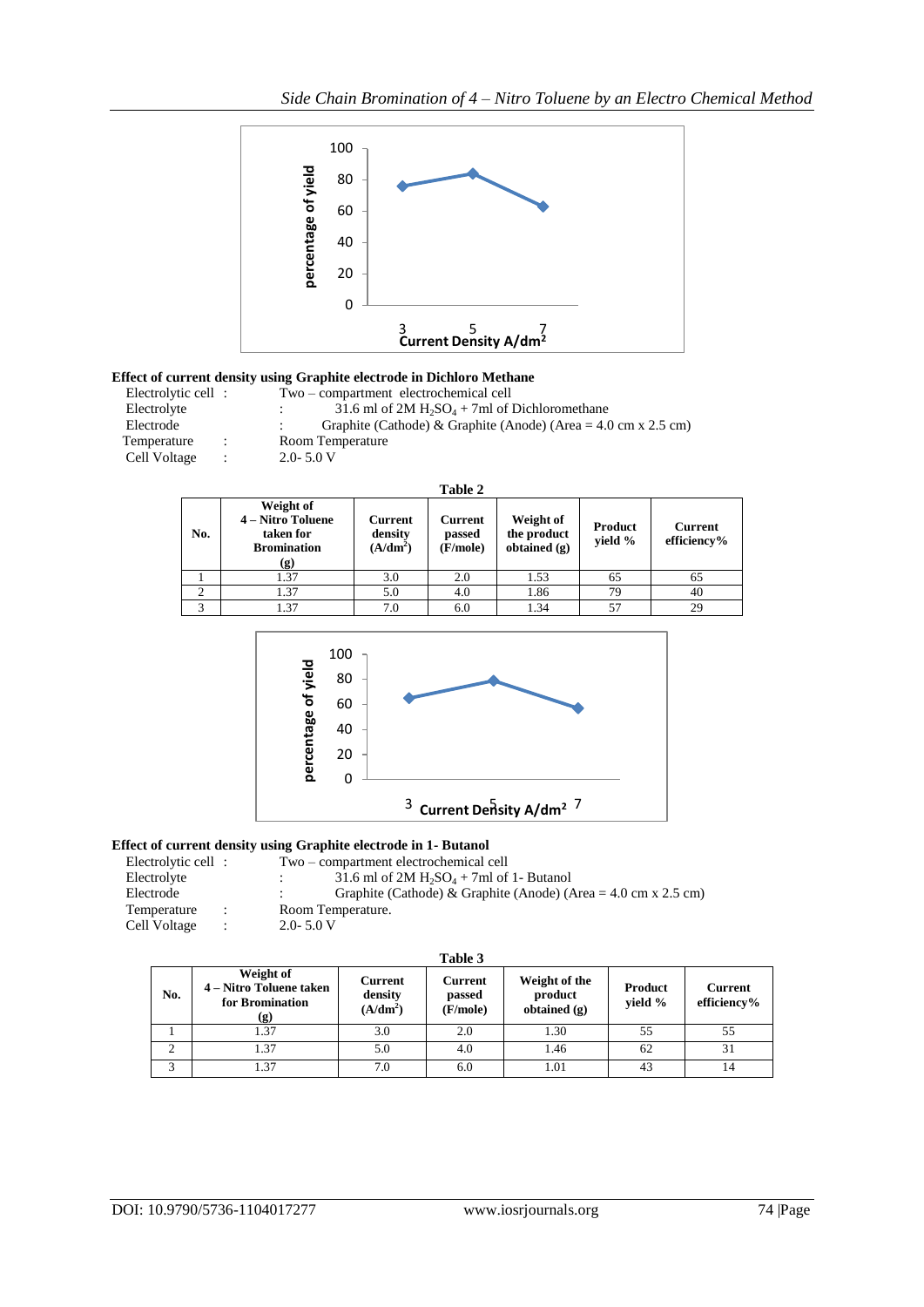**Effect of current density using Graphite electrode in Dichloro Methane**

Electrolytic cell : Two – compartment electrochemical cell
Electrolyte : 31.6 ml of 2M $H_2SO_4$ + 7ml of Dichloromethane
Electrode : Graphite (Cathode) & Graphite (Anode) (Area = 4.0 cm x 2.5 cm)
Temperature : Room Temperature
Cell Voltage : 2.0- 5.0 V

**Table 2**

| No. | Weight of 4 – Nitro Toluene taken for Bromination (g) | Current density (A/dm$^2$) | Current passed (F/mole) | Weight of the product obtained (g) | Product yield % | Current efficiency% |
|---|---|---|---|---|---|---|
| 1 | 1.37 | 3.0 | 2.0 | 1.53 | 65 | 65 |
| 2 | 1.37 | 5.0 | 4.0 | 1.86 | 79 | 40 |
| 3 | 1.37 | 7.0 | 6.0 | 1.34 | 57 | 29 |

**Effect of current density using Graphite electrode in 1- Butanol**

Electrolytic cell : Two – compartment electrochemical cell
Electrolyte : 31.6 ml of 2M $H_2SO_4$ + 7ml of 1- Butanol
Electrode : Graphite (Cathode) & Graphite (Anode) (Area = 4.0 cm x 2.5 cm)
Temperature : Room Temperature.
Cell Voltage : 2.0- 5.0 V

**Table 3**

| No. | Weight of 4 – Nitro Toluene taken for Bromination (g) | Current density (A/dm$^2$) | Current passed (F/mole) | Weight of the product obtained (g) | Product yield % | Current efficiency% |
|---|---|---|---|---|---|---|
| 1 | 1.37 | 3.0 | 2.0 | 1.30 | 55 | 55 |
| 2 | 1.37 | 5.0 | 4.0 | 1.46 | 62 | 31 |
| 3 | 1.37 | 7.0 | 6.0 | 1.01 | 43 | 14 |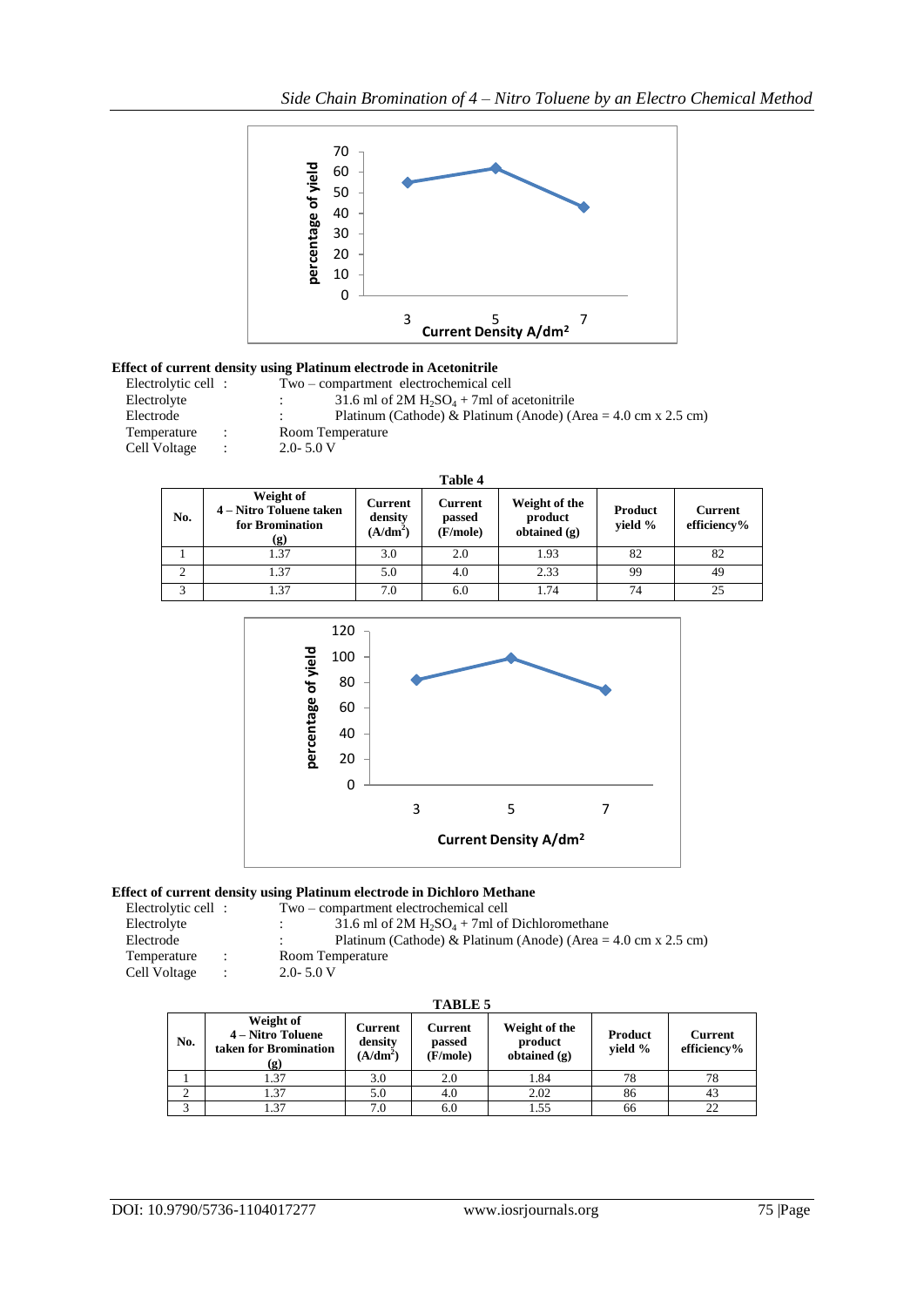**Effect of current density using Platinum electrode in Acetonitrile**

Electrolytic cell : Two – compartment electrochemical cell
Electrolyte : 31.6 ml of 2M $H_2SO_4$ + 7ml of acetonitrile
Electrode : Platinum (Cathode) & Platinum (Anode) (Area = 4.0 cm x 2.5 cm)
Temperature : Room Temperature
Cell Voltage : 2.0- 5.0 V

**Table 4**

| No. | Weight of 4 – Nitro Toluene taken for Bromination (g) | Current density ($A/dm^2$) | Current passed (F/mole) | Weight of the product obtained (g) | Product yield % | Current efficiency% |
|---|---|---|---|---|---|---|
| 1 | 1.37 | 3.0 | 2.0 | 1.93 | 82 | 82 |
| 2 | 1.37 | 5.0 | 4.0 | 2.33 | 99 | 49 |
| 3 | 1.37 | 7.0 | 6.0 | 1.74 | 74 | 25 |

**Effect of current density using Platinum electrode in Dichloro Methane**

Electrolytic cell : Two – compartment electrochemical cell
Electrolyte : 31.6 ml of 2M $H_2SO_4$ + 7ml of Dichloromethane
Electrode : Platinum (Cathode) & Platinum (Anode) (Area = 4.0 cm x 2.5 cm)
Temperature : Room Temperature
Cell Voltage : 2.0- 5.0 V

**TABLE 5**

| No. | Weight of 4 – Nitro Toluene taken for Bromination (g) | Current density ($A/dm^2$) | Current passed (F/mole) | Weight of the product obtained (g) | Product yield % | Current efficiency% |
|---|---|---|---|---|---|---|
| 1 | 1.37 | 3.0 | 2.0 | 1.84 | 78 | 78 |
| 2 | 1.37 | 5.0 | 4.0 | 2.02 | 86 | 43 |
| 3 | 1.37 | 7.0 | 6.0 | 1.55 | 66 | 22 |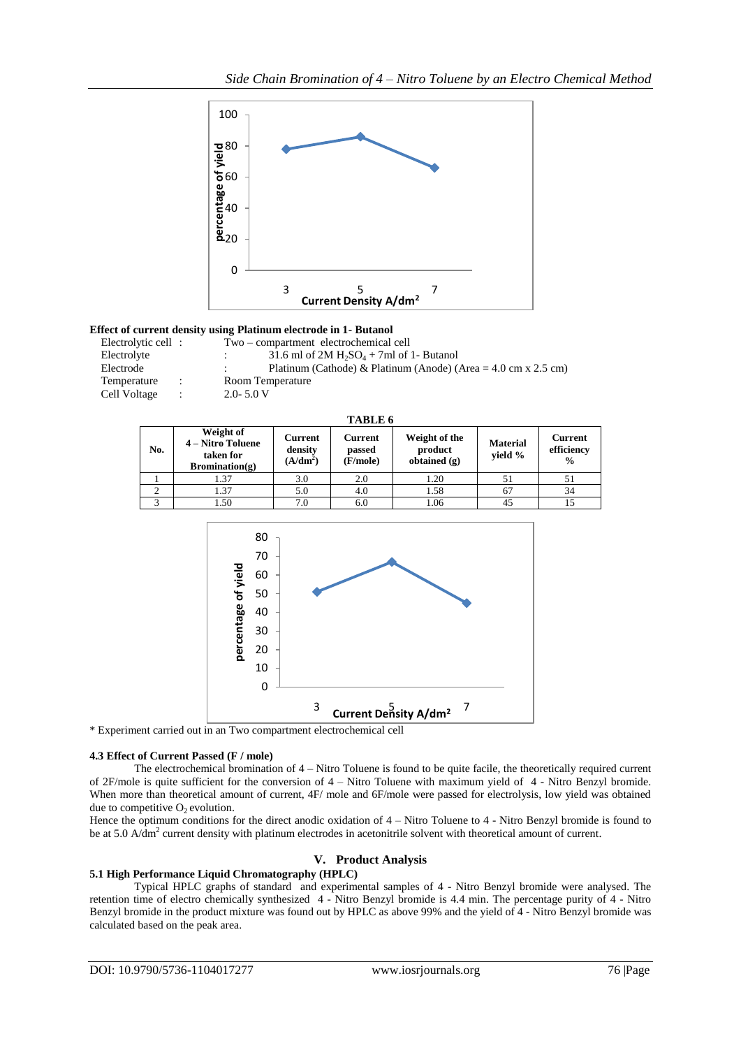**Effect of current density using Platinum electrode in 1- Butanol**

Electrolytic cell : Two – compartment electrochemical cell
Electrolyte : 31.6 ml of 2M $H_2SO_4$ + 7ml of 1- Butanol
Electrode : Platinum (Cathode) & Platinum (Anode) (Area = 4.0 cm x 2.5 cm)
Temperature : Room Temperature
Cell Voltage : 2.0- 5.0 V

**TABLE 6**

| No. | Weight of 4 – Nitro Toluene taken for Bromination(g) | Current density ($A/dm^2$) | Current passed (F/mole) | Weight of the product obtained (g) | Material yield % | Current efficiency % |
|---|---|---|---|---|---|---|
| 1 | 1.37 | 3.0 | 2.0 | 1.20 | 51 | 51 |
| 2 | 1.37 | 5.0 | 4.0 | 1.58 | 67 | 34 |
| 3 | 1.50 | 7.0 | 6.0 | 1.06 | 45 | 15 |

* Experiment carried out in an Two compartment electrochemical cell

### 4.3 Effect of Current Passed (F / mole)

The electrochemical bromination of 4 – Nitro Toluene is found to be quite facile, the theoretically required current of 2F/mole is quite sufficient for the conversion of 4 – Nitro Toluene with maximum yield of 4 - Nitro Benzyl bromide. When more than theoretical amount of current, 4F/ mole and 6F/mole were passed for electrolysis, low yield was obtained due to competitive $O_2$ evolution.

Hence the optimum conditions for the direct anodic oxidation of 4 – Nitro Toluene to 4 - Nitro Benzyl bromide is found to be at 5.0 $A/dm^2$ current density with platinum electrodes in acetonitrile solvent with theoretical amount of current.

## V. Product Analysis

### 5.1 High Performance Liquid Chromatography (HPLC)

Typical HPLC graphs of standard and experimental samples of 4 - Nitro Benzyl bromide were analysed. The retention time of electro chemically synthesized 4 - Nitro Benzyl bromide is 4.4 min. The percentage purity of 4 - Nitro Benzyl bromide in the product mixture was found out by HPLC as above 99% and the yield of 4 - Nitro Benzyl bromide was calculated based on the peak area.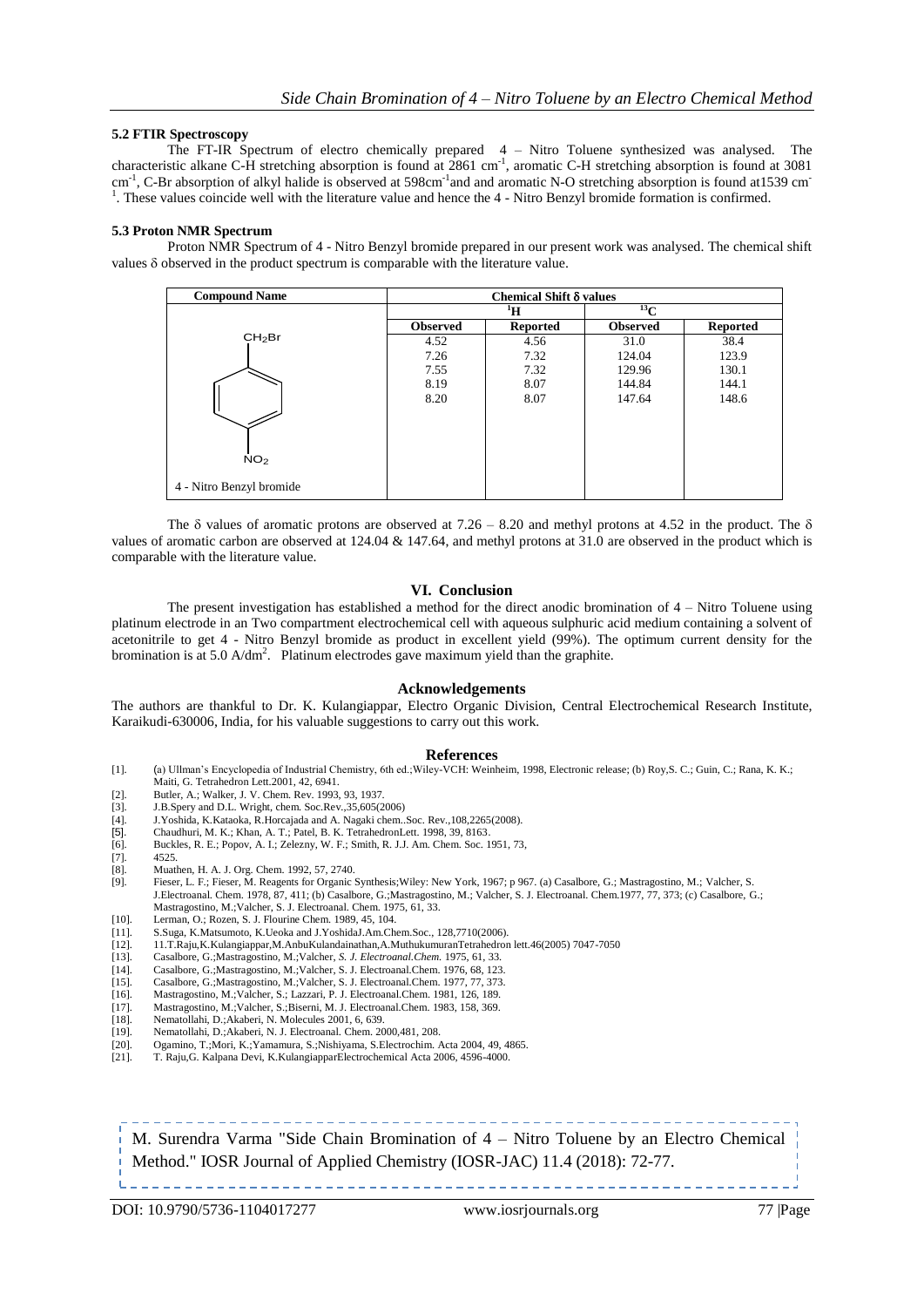### 5.2 FTIR Spectroscopy

The FT-IR Spectrum of electro chemically prepared 4 – Nitro Toluene synthesized was analysed. The characteristic alkane C-H stretching absorption is found at 2861 $cm^{-1}$, aromatic C-H stretching absorption is found at 3081 $cm^{-1}$, C-Br absorption of alkyl halide is observed at 598$cm^{-1}$and and aromatic N-O stretching absorption is found at1539 $cm^{-1}$. These values coincide well with the literature value and hence the 4 - Nitro Benzyl bromide formation is confirmed.

### 5.3 Proton NMR Spectrum

Proton NMR Spectrum of 4 - Nitro Benzyl bromide prepared in our present work was analysed. The chemical shift values δ observed in the product spectrum is comparable with the literature value.

| Compound Name | Chemical Shift δ values | | | |
|---|---|---|---|---|
| | $^{1}H$ | | $^{13}C$ | |
| | **Observed** | **Reported** | **Observed** | **Reported** |
| $CH_2Br$ / $NO_2$ (structure) | 4.52 | 4.56 | 31.0 | 38.4 |
| | 7.26 | 7.32 | 124.04 | 123.9 |
| | 7.55 | 7.32 | 129.96 | 130.1 |
| | 8.19 | 8.07 | 144.84 | 144.1 |
| | 8.20 | 8.07 | 147.64 | 148.6 |
| 4 - Nitro Benzyl bromide | | | | |

The δ values of aromatic protons are observed at 7.26 – 8.20 and methyl protons at 4.52 in the product. The δ values of aromatic carbon are observed at 124.04 & 147.64, and methyl protons at 31.0 are observed in the product which is comparable with the literature value.

## VI. Conclusion

The present investigation has established a method for the direct anodic bromination of 4 – Nitro Toluene using platinum electrode in an Two compartment electrochemical cell with aqueous sulphuric acid medium containing a solvent of acetonitrile to get 4 - Nitro Benzyl bromide as product in excellent yield (99%). The optimum current density for the bromination is at 5.0 $A/dm^2$. Platinum electrodes gave maximum yield than the graphite.

## Acknowledgements

The authors are thankful to Dr. K. Kulangiappar, Electro Organic Division, Central Electrochemical Research Institute, Karaikudi-630006, India, for his valuable suggestions to carry out this work.

## References

[1]. (a) Ullman's Encyclopedia of Industrial Chemistry, 6th ed.;Wiley-VCH: Weinheim, 1998, Electronic release; (b) Roy,S. C.; Guin, C.; Rana, K. K.; Maiti, G. Tetrahedron Lett.2001, 42, 6941.

[2]. Butler, A.; Walker, J. V. Chem. Rev. 1993, 93, 1937.

[3]. J.B.Spery and D.L. Wright, chem. Soc.Rev.,35,605(2006)

[4]. J.Yoshida, K.Kataoka, R.Horcajada and A. Nagaki chem..Soc. Rev.,108,2265(2008).

[5]. Chaudhuri, M. K.; Khan, A. T.; Patel, B. K. TetrahedronLett. 1998, 39, 8163.

[6]. Buckles, R. E.; Popov, A. I.; Zelezny, W. F.; Smith, R. J.J. Am. Chem. Soc. 1951, 73,

[7]. 4525.

[8]. Muathen, H. A. J. Org. Chem. 1992, 57, 2740.

[9]. Fieser, L. F.; Fieser, M. Reagents for Organic Synthesis;Wiley: New York, 1967; p 967. (a) Casalbore, G.; Mastragostino, M.; Valcher, S. J.Electroanal. Chem. 1978, 87, 411; (b) Casalbore, G.;Mastragostino, M.; Valcher, S. J. Electroanal. Chem.1977, 77, 373; (c) Casalbore, G.; Mastragostino, M.;Valcher, S. J. Electroanal. Chem. 1975, 61, 33.

[10]. Lerman, O.; Rozen, S. J. Flourine Chem. 1989, 45, 104.

[11]. S.Suga, K.Matsumoto, K.Ueoka and J.YoshidaJ.Am.Chem.Soc., 128,7710(2006).

[12]. 11.T.Raju,K.Kulangiappar,M.AnbuKulandainathan,A.MuthukumuranTetrahedron lett.46(2005) 7047-7050

[13]. Casalbore, G.;Mastragostino, M.;Valcher, *S. J. Electroanal.Chem.* 1975, 61, 33.

[14]. Casalbore, G.;Mastragostino, M.;Valcher, S. J. Electroanal.Chem. 1976, 68, 123.

[15]. Casalbore, G.;Mastragostino, M.;Valcher, S. J. Electroanal.Chem. 1977, 77, 373.

[16]. Mastragostino, M.;Valcher, S.; Lazzari, P. J. Electroanal.Chem. 1981, 126, 189.

[17]. Mastragostino, M.;Valcher, S.;Biserni, M. J. Electroanal.Chem. 1983, 158, 369.

[18]. Nematollahi, D.;Akaberi, N. Molecules 2001, 6, 639.

[19]. Nematollahi, D.;Akaberi, N. J. Electroanal. Chem. 2000,481, 208.

[20]. Ogamino, T.;Mori, K.;Yamamura, S.;Nishiyama, S.Electrochim. Acta 2004, 49, 4865.

[21]. T. Raju,G. Kalpana Devi, K.KulangiapparElectrochemical Acta 2006, 4596-4000.

M. Surendra Varma "Side Chain Bromination of 4 – Nitro Toluene by an Electro Chemical Method." IOSR Journal of Applied Chemistry (IOSR-JAC) 11.4 (2018): 72-77.